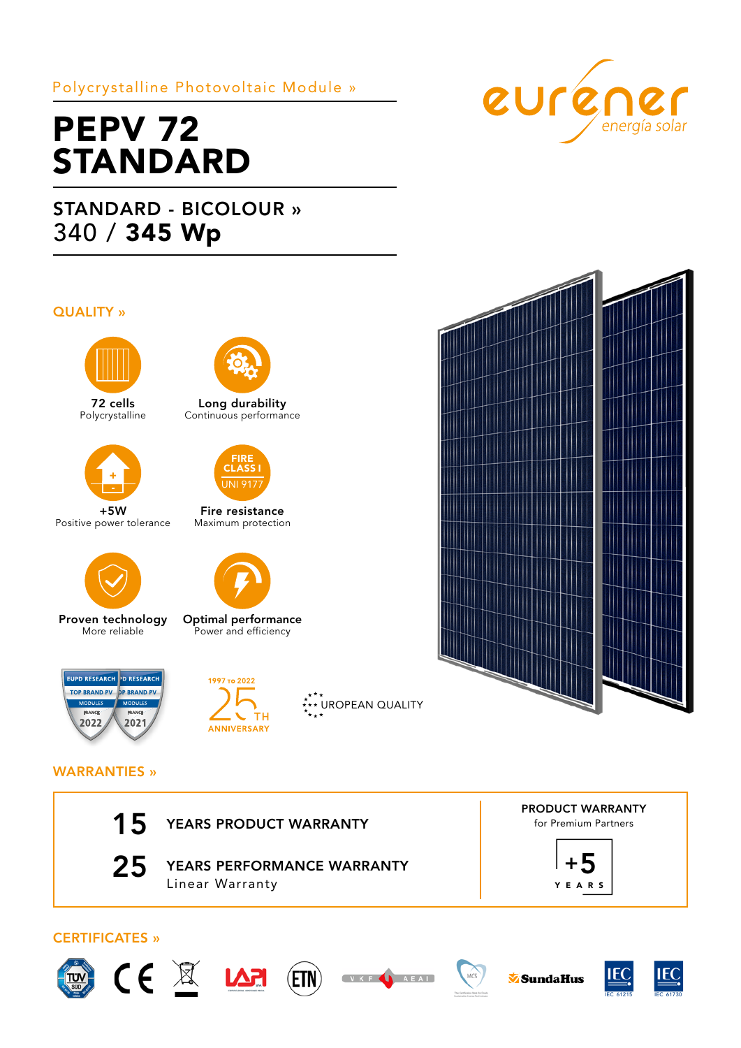Polycrystalline Photovoltaic Module »

# PEPV 72 STANDARD

eurener energía solar

## STANDARD - BICOLOUR »

340 / **345 Wp**

## QUALITY »

**72 cells**
Polycrystalline

**Long durability**
Continuous performance

**+5W**
Positive power tolerance

**Fire resistance**
Maximum protection

FIRE CLASS I UNI 9177

**Proven technology**
More reliable

**Optimal performance**
Power and efficiency

EUPD RESEARCH TOP BRAND PV MODULES FRANCE 2022
EUPD RESEARCH TOP BRAND PV MODULES FRANCE 2021

1997 TO 2022 25TH ANNIVERSARY

EUROPEAN QUALITY

## WARRANTIES »

**15** YEARS PRODUCT WARRANTY

**25** YEARS PERFORMANCE WARRANTY
Linear Warranty

PRODUCT WARRANTY
for Premium Partners

+5 YEARS

## CERTIFICATES »

TÜV SÜD · CE · LAPI · ETN · VKF AEAI · MCS · SundaHus · IEC 61215 · IEC 61730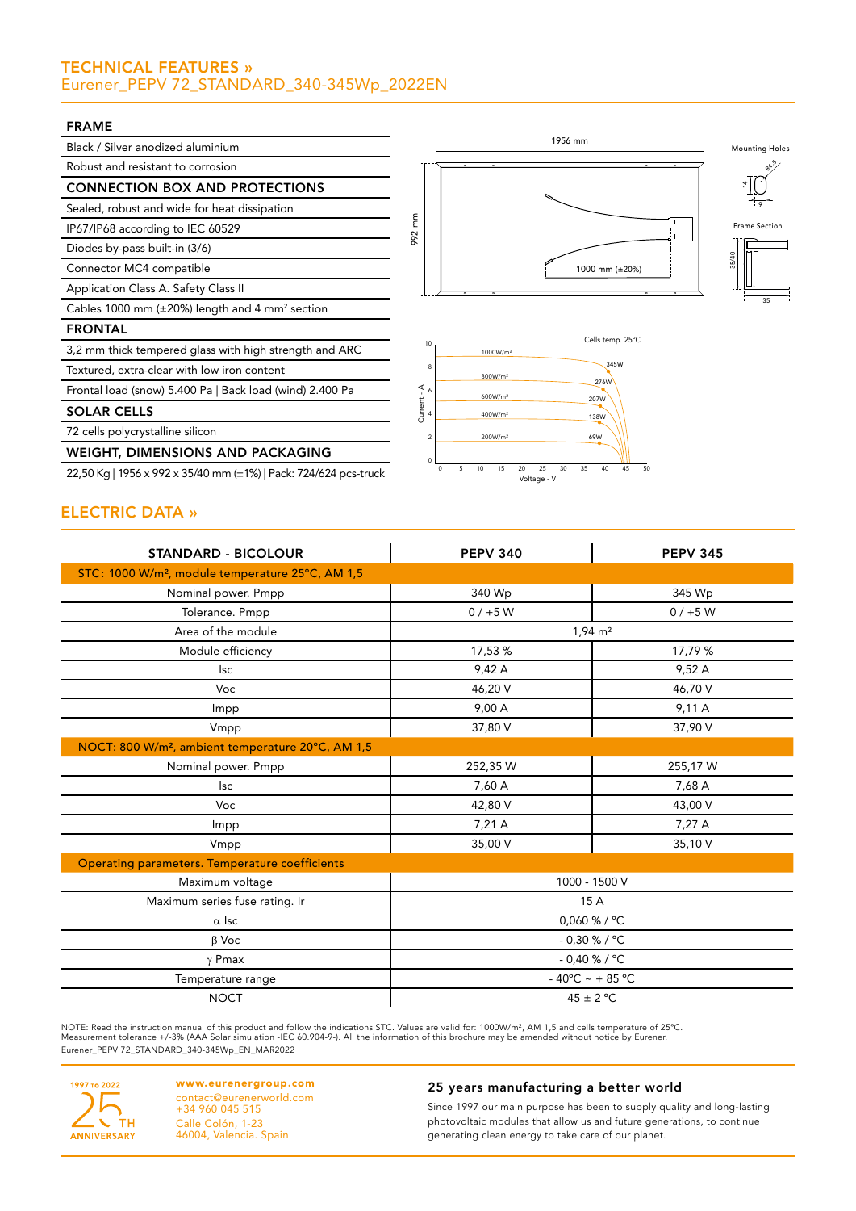# TECHNICAL FEATURES »

Eurener_PEPV 72_STANDARD_340-345Wp_2022EN

| FRAME |
|---|
| Black / Silver anodized aluminium |
| Robust and resistant to corrosion |
| **CONNECTION BOX AND PROTECTIONS** |
| Sealed, robust and wide for heat dissipation |
| IP67/IP68 according to IEC 60529 |
| Diodes by-pass built-in (3/6) |
| Connector MC4 compatible |
| Application Class A. Safety Class II |
| Cables 1000 mm (±20%) length and 4 mm² section |
| **FRONTAL** |
| 3,2 mm thick tempered glass with high strength and ARC |
| Textured, extra-clear with low iron content |
| Frontal load (snow) 5.400 Pa \| Back load (wind) 2.400 Pa |
| **SOLAR CELLS** |
| 72 cells polycrystalline silicon |
| **WEIGHT, DIMENSIONS AND PACKAGING** |
| 22,50 Kg \| 1956 x 992 x 35/40 mm (±1%) \| Pack: 724/624 pcs-truck |

1956 mm
992 mm
1000 mm (±20%)
Mounting Holes
14
9
Frame Section
35/40
35

Cells temp. 25°C
1000W/m²
800W/m²
600W/m²
400W/m²
200W/m²
345W
276W
207W
138W
69W
Current - A
Voltage - V
0 5 10 15 20 25 30 35 40 45 50
0 2 4 6 8 10

## ELECTRIC DATA »

| STANDARD - BICOLOUR | PEPV 340 | PEPV 345 |
|---|---|---|
| STC: 1000 W/m², module temperature 25°C, AM 1,5 | | |
| Nominal power. Pmpp | 340 Wp | 345 Wp |
| Tolerance. Pmpp | 0 / +5 W | 0 / +5 W |
| Area of the module | 1,94 m² | |
| Module efficiency | 17,53 % | 17,79 % |
| Isc | 9,42 A | 9,52 A |
| Voc | 46,20 V | 46,70 V |
| Impp | 9,00 A | 9,11 A |
| Vmpp | 37,80 V | 37,90 V |
| NOCT: 800 W/m², ambient temperature 20°C, AM 1,5 | | |
| Nominal power. Pmpp | 252,35 W | 255,17 W |
| Isc | 7,60 A | 7,68 A |
| Voc | 42,80 V | 43,00 V |
| Impp | 7,21 A | 7,27 A |
| Vmpp | 35,00 V | 35,10 V |
| Operating parameters. Temperature coefficients | | |
| Maximum voltage | 1000 - 1500 V | |
| Maximum series fuse rating. Ir | 15 A | |
| $\alpha$ Isc | 0,060 % / °C | |
| $\beta$ Voc | - 0,30 % / °C | |
| $\gamma$ Pmax | - 0,40 % / °C | |
| Temperature range | - 40°C ~ + 85 °C | |
| NOCT | 45 ± 2 °C | |

NOTE: Read the instruction manual of this product and follow the indications STC. Values are valid for: 1000W/m², AM 1,5 and cells temperature of 25°C. Measurement tolerance +/-3% (AAA Solar simulation -IEC 60.904-9-). All the information of this brochure may be amended without notice by Eurener.
Eurener_PEPV 72_STANDARD_340-345Wp_EN_MAR2022

1997 TO 2022
25 TH
ANNIVERSARY

**www.eurenergroup.com**
contact@eurenerworld.com
+34 960 045 515
Calle Colón, 1-23
46004, Valencia. Spain

### 25 years manufacturing a better world

Since 1997 our main purpose has been to supply quality and long-lasting photovoltaic modules that allow us and future generations, to continue generating clean energy to take care of our planet.